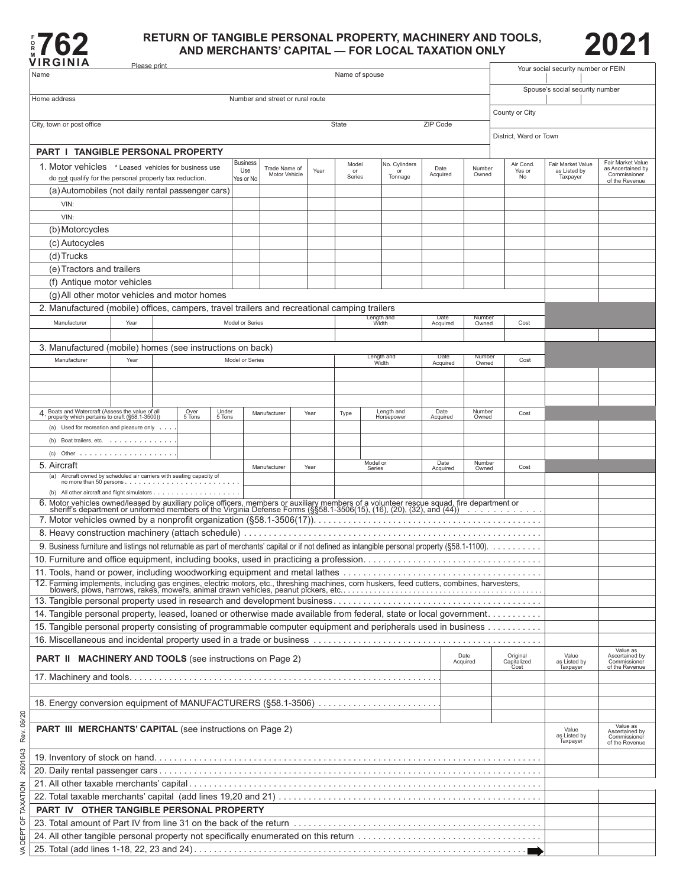# FORM 762 VIRGINIA

## RETURN OF TANGIBLE PERSONAL PROPERTY, MACHINERY AND TOOLS, AND MERCHANTS' CAPITAL — FOR LOCAL TAXATION ONLY

# 2021

Please print

| Name | Name of spouse | Your social security number or FEIN |
|---|---|---|
| | | Spouse's social security number |
| Home address — Number and street or rural route | | County or City |
| City, town or post office | State / ZIP Code | District, Ward or Town |

## PART I TANGIBLE PERSONAL PROPERTY

| 1. Motor vehicles *Leased vehicles for business use do not qualify for the personal property tax reduction. | Business Use Yes or No | Trade Name of Motor Vehicle | Year | Model or Series | No. Cylinders or Tonnage | Date Acquired | Number Owned | Air Cond. Yes or No | Fair Market Value as Listed by Taxpayer | Fair Market Value as Ascertained by Commissioner of the Revenue |
|---|---|---|---|---|---|---|---|---|---|---|
| (a) Automobiles (not daily rental passenger cars) | | | | | | | | | | |
| VIN: | | | | | | | | | | |
| VIN: | | | | | | | | | | |
| (b) Motorcycles | | | | | | | | | | |
| (c) Autocycles | | | | | | | | | | |
| (d) Trucks | | | | | | | | | | |
| (e) Tractors and trailers | | | | | | | | | | |
| (f) Antique motor vehicles | | | | | | | | | | |
| (g) All other motor vehicles and motor homes | | | | | | | | | | |

2. Manufactured (mobile) offices, campers, travel trailers and recreational camping trailers

| Manufacturer | Year | Model or Series | Length and Width | Date Acquired | Number Owned | Cost | | |
|---|---|---|---|---|---|---|---|---|
| | | | | | | | | |

3. Manufactured (mobile) homes (see instructions on back)

| Manufacturer | Year | Model or Series | Length and Width | Date Acquired | Number Owned | Cost | | |
|---|---|---|---|---|---|---|---|---|
| | | | | | | | | |
| | | | | | | | | |
| | | | | | | | | |

| 4. Boats and Watercraft (Assess the value of all property which pertains to craft (§58.1-3500)) | Over 5 Tons | Under 5 Tons | Manufacturer | Year | Type | Length and Horsepower | Date Acquired | Number Owned | Cost | | |
|---|---|---|---|---|---|---|---|---|---|---|---|
| (a) Used for recreation and pleasure only | | | | | | | | | | | |
| (b) Boat trailers, etc. | | | | | | | | | | | |
| (c) Other | | | | | | | | | | | |

| 5. Aircraft | Manufacturer | Year | Model or Series | Date Acquired | Number Owned | Cost | | |
|---|---|---|---|---|---|---|---|---|
| (a) Aircraft owned by scheduled air carriers with seating capacity of no more than 50 persons | | | | | | | | |
| (b) All other aircraft and flight simulators | | | | | | | | |

| | | |
|---|---|---|
| 6. Motor vehicles owned/leased by auxiliary police officers, members or auxiliary members of a volunteer rescue squad, fire department or sheriff's department or uniformed members of the Virginia Defense Forms (§§58.1-3506(15), (16), (20), (32), and (44)) | | |
| 7. Motor vehicles owned by a nonprofit organization (§58.1-3506(17)) | | |
| 8. Heavy construction machinery (attach schedule) | | |
| 9. Business furniture and listings not returnable as part of merchants' capital or if not defined as intangible personal property (§58.1-1100) | | |
| 10. Furniture and office equipment, including books, used in practicing a profession | | |
| 11. Tools, hand or power, including woodworking equipment and metal lathes | | |
| 12. Farming implements, including gas engines, electric motors, etc., threshing machines, corn huskers, feed cutters, combines, harvesters, blowers, plows, harrows, rakes, mowers, animal drawn vehicles, peanut pickers, etc. | | |
| 13. Tangible personal property used in research and development business | | |
| 14. Tangible personal property, leased, loaned or otherwise made available from federal, state or local government | | |
| 15. Tangible personal property consisting of programmable computer equipment and peripherals used in business | | |
| 16. Miscellaneous and incidental property used in a trade or business | | |

## PART II MACHINERY AND TOOLS (see instructions on Page 2)

| | Date Acquired | Original Capitalized Cost | Value as Listed by Taxpayer | Value as Ascertained by Commissioner of the Revenue |
|---|---|---|---|---|
| 17. Machinery and tools | | | | |
| | | | | |
| 18. Energy conversion equipment of MANUFACTURERS (§58.1-3506) | | | | |
| | | | | |

## PART III MERCHANTS' CAPITAL (see instructions on Page 2)

| | Value as Listed by Taxpayer | Value as Ascertained by Commissioner of the Revenue |
|---|---|---|
| 19. Inventory of stock on hand | | |
| 20. Daily rental passenger cars | | |
| 21. All other taxable merchants' capital | | |
| 22. Total taxable merchants' capital (add lines 19,20 and 21) | | |

## PART IV OTHER TANGIBLE PERSONAL PROPERTY

| | | |
|---|---|---|
| 23. Total amount of Part IV from line 31 on the back of the return | | |
| 24. All other tangible personal property not specifically enumerated on this return | | |
| 25. Total (add lines 1-18, 22, 23 and 24) ➡ | | |

VA DEPT OF TAXATION 2601043 Rev. 06/20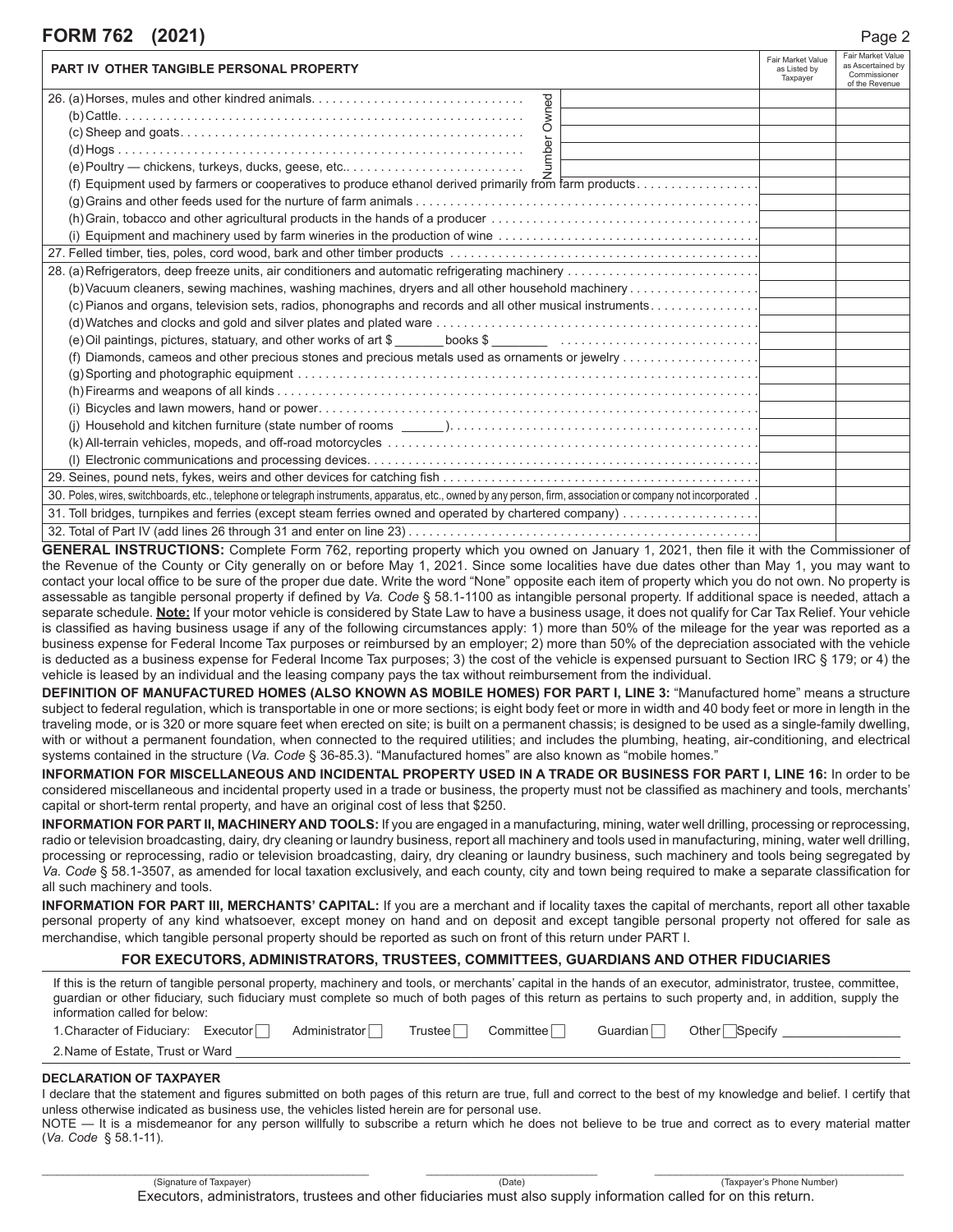# FORM 762 (2021)

| PART IV OTHER TANGIBLE PERSONAL PROPERTY | Number Owned | Fair Market Value as Listed by Taxpayer | Fair Market Value as Ascertained by Commissioner of the Revenue |
|---|---|---|---|
| 26. (a) Horses, mules and other kindred animals. | | | |
| (b) Cattle. | | | |
| (c) Sheep and goats. | | | |
| (d) Hogs | | | |
| (e) Poultry — chickens, turkeys, ducks, geese, etc.. | | | |
| (f) Equipment used by farmers or cooperatives to produce ethanol derived primarily from farm products. | | | |
| (g) Grains and other feeds used for the nurture of farm animals | | | |
| (h) Grain, tobacco and other agricultural products in the hands of a producer | | | |
| (i) Equipment and machinery used by farm wineries in the production of wine | | | |
| 27. Felled timber, ties, poles, cord wood, bark and other timber products | | | |
| 28. (a) Refrigerators, deep freeze units, air conditioners and automatic refrigerating machinery | | | |
| (b) Vacuum cleaners, sewing machines, washing machines, dryers and all other household machinery | | | |
| (c) Pianos and organs, television sets, radios, phonographs and records and all other musical instruments. | | | |
| (d) Watches and clocks and gold and silver plates and plated ware | | | |
| (e) Oil paintings, pictures, statuary, and other works of art $ _______ books $ _______ | | | |
| (f) Diamonds, cameos and other precious stones and precious metals used as ornaments or jewelry | | | |
| (g) Sporting and photographic equipment | | | |
| (h) Firearms and weapons of all kinds | | | |
| (i) Bicycles and lawn mowers, hand or power. | | | |
| (j) Household and kitchen furniture (state number of rooms ______). | | | |
| (k) All-terrain vehicles, mopeds, and off-road motorcycles | | | |
| (l) Electronic communications and processing devices. | | | |
| 29. Seines, pound nets, fykes, weirs and other devices for catching fish | | | |
| 30. Poles, wires, switchboards, etc., telephone or telegraph instruments, apparatus, etc., owned by any person, firm, association or company not incorporated | | | |
| 31. Toll bridges, turnpikes and ferries (except steam ferries owned and operated by chartered company) | | | |
| 32. Total of Part IV (add lines 26 through 31 and enter on line 23) | | | |

**GENERAL INSTRUCTIONS:** Complete Form 762, reporting property which you owned on January 1, 2021, then file it with the Commissioner of the Revenue of the County or City generally on or before May 1, 2021. Since some localities have due dates other than May 1, you may want to contact your local office to be sure of the proper due date. Write the word "None" opposite each item of property which you do not own. No property is assessable as tangible personal property if defined by *Va. Code* § 58.1-1100 as intangible personal property. If additional space is needed, attach a separate schedule. **Note:** If your motor vehicle is considered by State Law to have a business usage, it does not qualify for Car Tax Relief. Your vehicle is classified as having business usage if any of the following circumstances apply: 1) more than 50% of the mileage for the year was reported as a business expense for Federal Income Tax purposes or reimbursed by an employer; 2) more than 50% of the depreciation associated with the vehicle is deducted as a business expense for Federal Income Tax purposes; 3) the cost of the vehicle is expensed pursuant to Section IRC § 179; or 4) the vehicle is leased by an individual and the leasing company pays the tax without reimbursement from the individual.

**DEFINITION OF MANUFACTURED HOMES (ALSO KNOWN AS MOBILE HOMES) FOR PART I, LINE 3:** "Manufactured home" means a structure subject to federal regulation, which is transportable in one or more sections; is eight body feet or more in width and 40 body feet or more in length in the traveling mode, or is 320 or more square feet when erected on site; is built on a permanent chassis; is designed to be used as a single-family dwelling, with or without a permanent foundation, when connected to the required utilities; and includes the plumbing, heating, air-conditioning, and electrical systems contained in the structure (*Va. Code* § 36-85.3). "Manufactured homes" are also known as "mobile homes."

**INFORMATION FOR MISCELLANEOUS AND INCIDENTAL PROPERTY USED IN A TRADE OR BUSINESS FOR PART I, LINE 16:** In order to be considered miscellaneous and incidental property used in a trade or business, the property must not be classified as machinery and tools, merchants' capital or short-term rental property, and have an original cost of less that $250.

**INFORMATION FOR PART II, MACHINERY AND TOOLS:** If you are engaged in a manufacturing, mining, water well drilling, processing or reprocessing, radio or television broadcasting, dairy, dry cleaning or laundry business, report all machinery and tools used in manufacturing, mining, water well drilling, processing or reprocessing, radio or television broadcasting, dairy, dry cleaning or laundry business, such machinery and tools being segregated by *Va. Code* § 58.1-3507, as amended for local taxation exclusively, and each county, city and town being required to make a separate classification for all such machinery and tools.

**INFORMATION FOR PART III, MERCHANTS' CAPITAL:** If you are a merchant and if locality taxes the capital of merchants, report all other taxable personal property of any kind whatsoever, except money on hand and on deposit and except tangible personal property not offered for sale as merchandise, which tangible personal property should be reported as such on front of this return under PART I.

## FOR EXECUTORS, ADMINISTRATORS, TRUSTEES, COMMITTEES, GUARDIANS AND OTHER FIDUCIARIES

If this is the return of tangible personal property, machinery and tools, or merchants' capital in the hands of an executor, administrator, trustee, committee, guardian or other fiduciary, such fiduciary must complete so much of both pages of this return as pertains to such property and, in addition, supply the information called for below:

1. Character of Fiduciary: Executor ☐ Administrator ☐ Trustee ☐ Committee ☐ Guardian ☐ Other ☐ Specify ________________
2. Name of Estate, Trust or Ward ________________________________________

### DECLARATION OF TAXPAYER

I declare that the statement and figures submitted on both pages of this return are true, full and correct to the best of my knowledge and belief. I certify that unless otherwise indicated as business use, the vehicles listed herein are for personal use.

NOTE — It is a misdemeanor for any person willfully to subscribe a return which he does not believe to be true and correct as to every material matter (*Va. Code* § 58.1-11).

_______________________________ (Signature of Taxpayer) _______________ (Date) _______________________ (Taxpayer's Phone Number)

Executors, administrators, trustees and other fiduciaries must also supply information called for on this return.